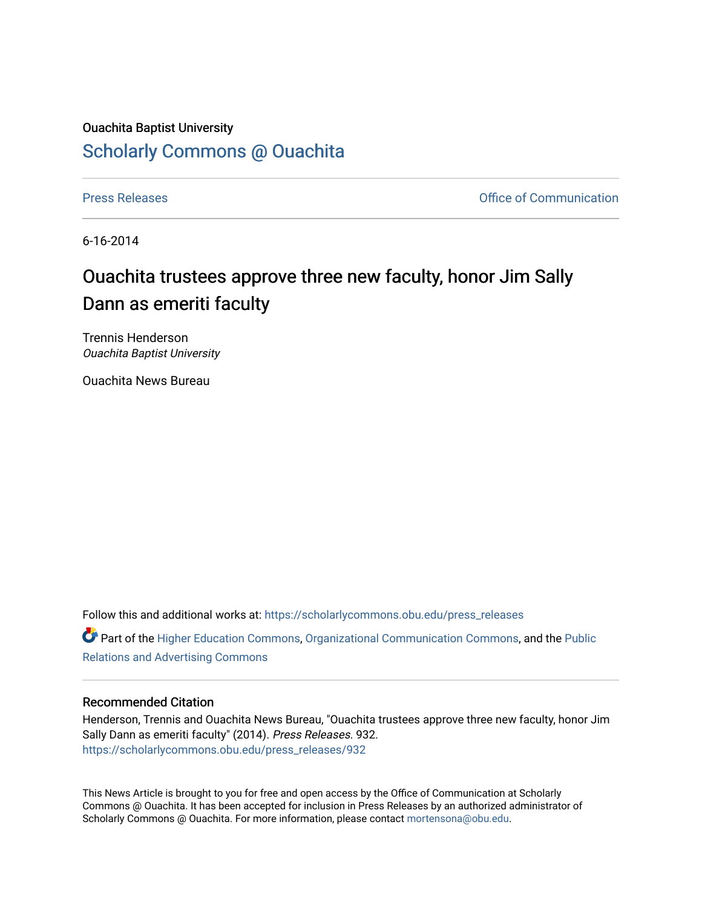Ouachita Baptist University

## Scholarly Commons @ Ouachita

Press Releases

Office of Communication

6-16-2014

# Ouachita trustees approve three new faculty, honor Jim Sally Dann as emeriti faculty

Trennis Henderson
*Ouachita Baptist University*

Ouachita News Bureau

Follow this and additional works at: https://scholarlycommons.obu.edu/press_releases

Part of the Higher Education Commons, Organizational Communication Commons, and the Public Relations and Advertising Commons

### Recommended Citation

Henderson, Trennis and Ouachita News Bureau, "Ouachita trustees approve three new faculty, honor Jim Sally Dann as emeriti faculty" (2014). *Press Releases*. 932.
https://scholarlycommons.obu.edu/press_releases/932

This News Article is brought to you for free and open access by the Office of Communication at Scholarly Commons @ Ouachita. It has been accepted for inclusion in Press Releases by an authorized administrator of Scholarly Commons @ Ouachita. For more information, please contact mortensona@obu.edu.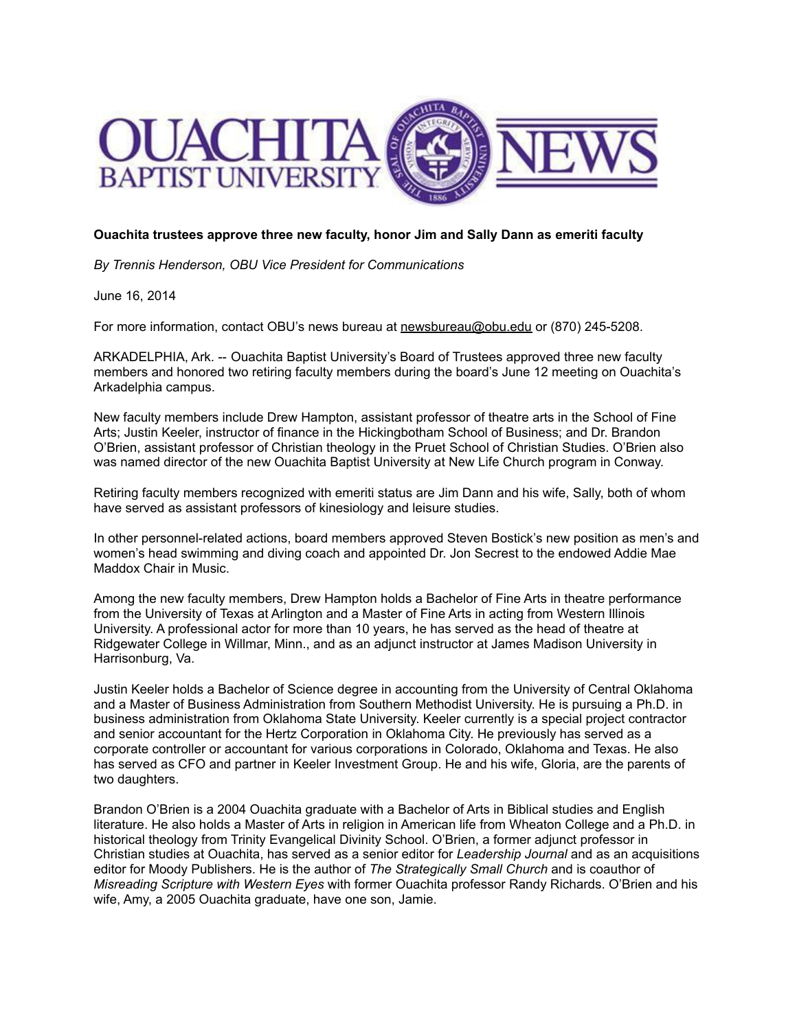**Ouachita trustees approve three new faculty, honor Jim and Sally Dann as emeriti faculty**

*By Trennis Henderson, OBU Vice President for Communications*

June 16, 2014

For more information, contact OBU's news bureau at newsbureau@obu.edu or (870) 245-5208.

ARKADELPHIA, Ark. -- Ouachita Baptist University's Board of Trustees approved three new faculty members and honored two retiring faculty members during the board's June 12 meeting on Ouachita's Arkadelphia campus.

New faculty members include Drew Hampton, assistant professor of theatre arts in the School of Fine Arts; Justin Keeler, instructor of finance in the Hickingbotham School of Business; and Dr. Brandon O'Brien, assistant professor of Christian theology in the Pruet School of Christian Studies. O'Brien also was named director of the new Ouachita Baptist University at New Life Church program in Conway.

Retiring faculty members recognized with emeriti status are Jim Dann and his wife, Sally, both of whom have served as assistant professors of kinesiology and leisure studies.

In other personnel-related actions, board members approved Steven Bostick's new position as men's and women's head swimming and diving coach and appointed Dr. Jon Secrest to the endowed Addie Mae Maddox Chair in Music.

Among the new faculty members, Drew Hampton holds a Bachelor of Fine Arts in theatre performance from the University of Texas at Arlington and a Master of Fine Arts in acting from Western Illinois University. A professional actor for more than 10 years, he has served as the head of theatre at Ridgewater College in Willmar, Minn., and as an adjunct instructor at James Madison University in Harrisonburg, Va.

Justin Keeler holds a Bachelor of Science degree in accounting from the University of Central Oklahoma and a Master of Business Administration from Southern Methodist University. He is pursuing a Ph.D. in business administration from Oklahoma State University. Keeler currently is a special project contractor and senior accountant for the Hertz Corporation in Oklahoma City. He previously has served as a corporate controller or accountant for various corporations in Colorado, Oklahoma and Texas. He also has served as CFO and partner in Keeler Investment Group. He and his wife, Gloria, are the parents of two daughters.

Brandon O'Brien is a 2004 Ouachita graduate with a Bachelor of Arts in Biblical studies and English literature. He also holds a Master of Arts in religion in American life from Wheaton College and a Ph.D. in historical theology from Trinity Evangelical Divinity School. O'Brien, a former adjunct professor in Christian studies at Ouachita, has served as a senior editor for *Leadership Journal* and as an acquisitions editor for Moody Publishers. He is the author of *The Strategically Small Church* and is coauthor of *Misreading Scripture with Western Eyes* with former Ouachita professor Randy Richards. O'Brien and his wife, Amy, a 2005 Ouachita graduate, have one son, Jamie.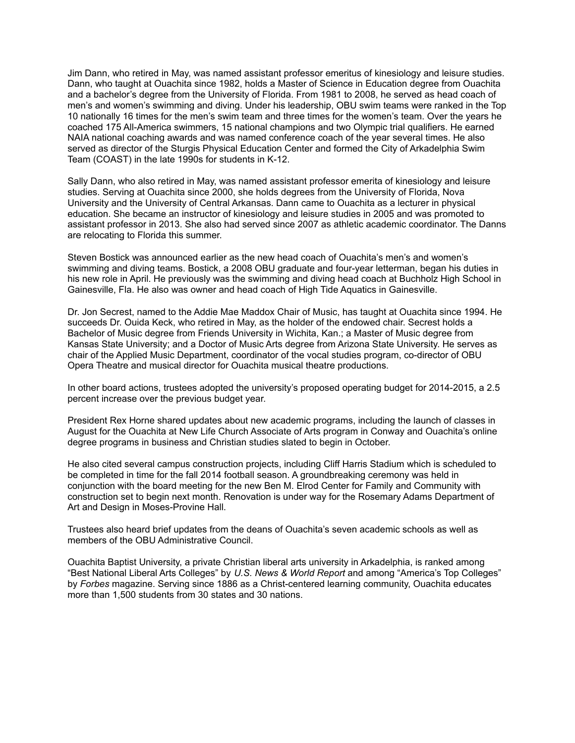Jim Dann, who retired in May, was named assistant professor emeritus of kinesiology and leisure studies. Dann, who taught at Ouachita since 1982, holds a Master of Science in Education degree from Ouachita and a bachelor's degree from the University of Florida. From 1981 to 2008, he served as head coach of men's and women's swimming and diving. Under his leadership, OBU swim teams were ranked in the Top 10 nationally 16 times for the men's swim team and three times for the women's team. Over the years he coached 175 All-America swimmers, 15 national champions and two Olympic trial qualifiers. He earned NAIA national coaching awards and was named conference coach of the year several times. He also served as director of the Sturgis Physical Education Center and formed the City of Arkadelphia Swim Team (COAST) in the late 1990s for students in K-12.

Sally Dann, who also retired in May, was named assistant professor emerita of kinesiology and leisure studies. Serving at Ouachita since 2000, she holds degrees from the University of Florida, Nova University and the University of Central Arkansas. Dann came to Ouachita as a lecturer in physical education. She became an instructor of kinesiology and leisure studies in 2005 and was promoted to assistant professor in 2013. She also had served since 2007 as athletic academic coordinator. The Danns are relocating to Florida this summer.

Steven Bostick was announced earlier as the new head coach of Ouachita's men's and women's swimming and diving teams. Bostick, a 2008 OBU graduate and four-year letterman, began his duties in his new role in April. He previously was the swimming and diving head coach at Buchholz High School in Gainesville, Fla. He also was owner and head coach of High Tide Aquatics in Gainesville.

Dr. Jon Secrest, named to the Addie Mae Maddox Chair of Music, has taught at Ouachita since 1994. He succeeds Dr. Ouida Keck, who retired in May, as the holder of the endowed chair. Secrest holds a Bachelor of Music degree from Friends University in Wichita, Kan.; a Master of Music degree from Kansas State University; and a Doctor of Music Arts degree from Arizona State University. He serves as chair of the Applied Music Department, coordinator of the vocal studies program, co-director of OBU Opera Theatre and musical director for Ouachita musical theatre productions.

In other board actions, trustees adopted the university's proposed operating budget for 2014-2015, a 2.5 percent increase over the previous budget year.

President Rex Horne shared updates about new academic programs, including the launch of classes in August for the Ouachita at New Life Church Associate of Arts program in Conway and Ouachita's online degree programs in business and Christian studies slated to begin in October.

He also cited several campus construction projects, including Cliff Harris Stadium which is scheduled to be completed in time for the fall 2014 football season. A groundbreaking ceremony was held in conjunction with the board meeting for the new Ben M. Elrod Center for Family and Community with construction set to begin next month. Renovation is under way for the Rosemary Adams Department of Art and Design in Moses-Provine Hall.

Trustees also heard brief updates from the deans of Ouachita's seven academic schools as well as members of the OBU Administrative Council.

Ouachita Baptist University, a private Christian liberal arts university in Arkadelphia, is ranked among "Best National Liberal Arts Colleges" by *U.S. News & World Report* and among "America's Top Colleges" by *Forbes* magazine. Serving since 1886 as a Christ-centered learning community, Ouachita educates more than 1,500 students from 30 states and 30 nations.